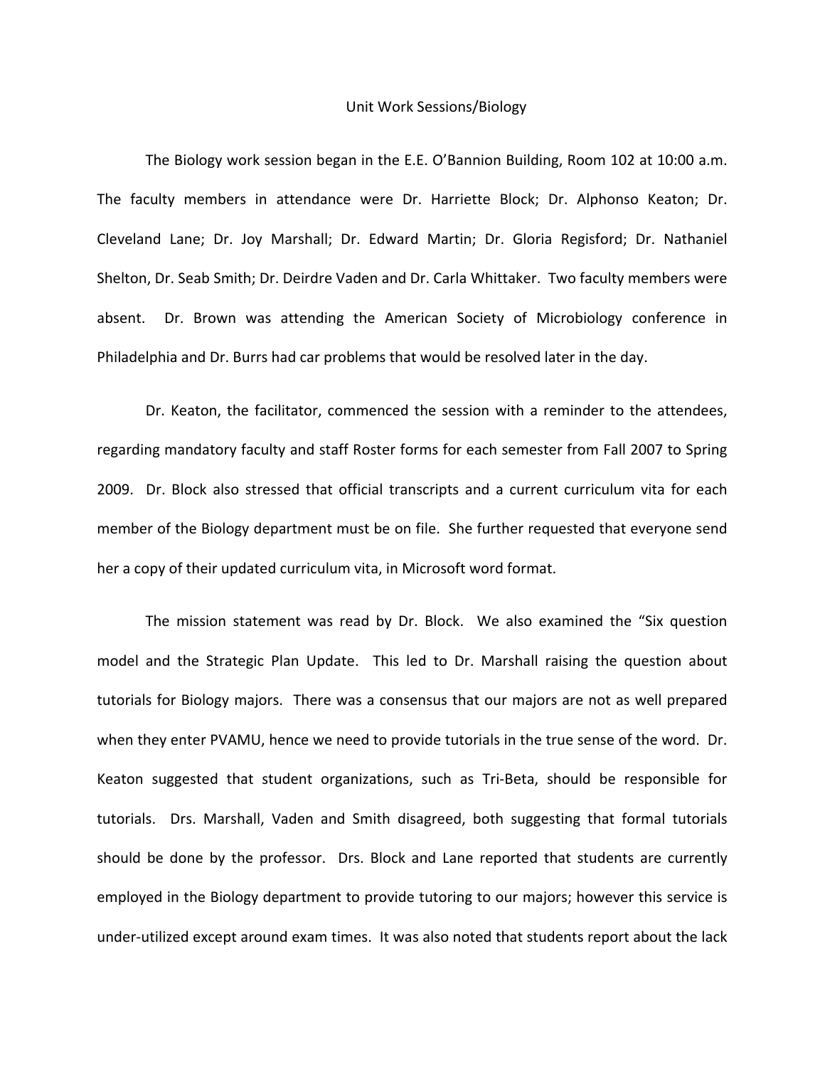# Unit Work Sessions/Biology

The Biology work session began in the E.E. O'Bannion Building, Room 102 at 10:00 a.m. The faculty members in attendance were Dr. Harriette Block; Dr. Alphonso Keaton; Dr. Cleveland Lane; Dr. Joy Marshall; Dr. Edward Martin; Dr. Gloria Regisford; Dr. Nathaniel Shelton, Dr. Seab Smith; Dr. Deirdre Vaden and Dr. Carla Whittaker. Two faculty members were absent. Dr. Brown was attending the American Society of Microbiology conference in Philadelphia and Dr. Burrs had car problems that would be resolved later in the day.

Dr. Keaton, the facilitator, commenced the session with a reminder to the attendees, regarding mandatory faculty and staff Roster forms for each semester from Fall 2007 to Spring 2009. Dr. Block also stressed that official transcripts and a current curriculum vita for each member of the Biology department must be on file. She further requested that everyone send her a copy of their updated curriculum vita, in Microsoft word format.

The mission statement was read by Dr. Block. We also examined the "Six question model and the Strategic Plan Update. This led to Dr. Marshall raising the question about tutorials for Biology majors. There was a consensus that our majors are not as well prepared when they enter PVAMU, hence we need to provide tutorials in the true sense of the word. Dr. Keaton suggested that student organizations, such as Tri-Beta, should be responsible for tutorials. Drs. Marshall, Vaden and Smith disagreed, both suggesting that formal tutorials should be done by the professor. Drs. Block and Lane reported that students are currently employed in the Biology department to provide tutoring to our majors; however this service is under-utilized except around exam times. It was also noted that students report about the lack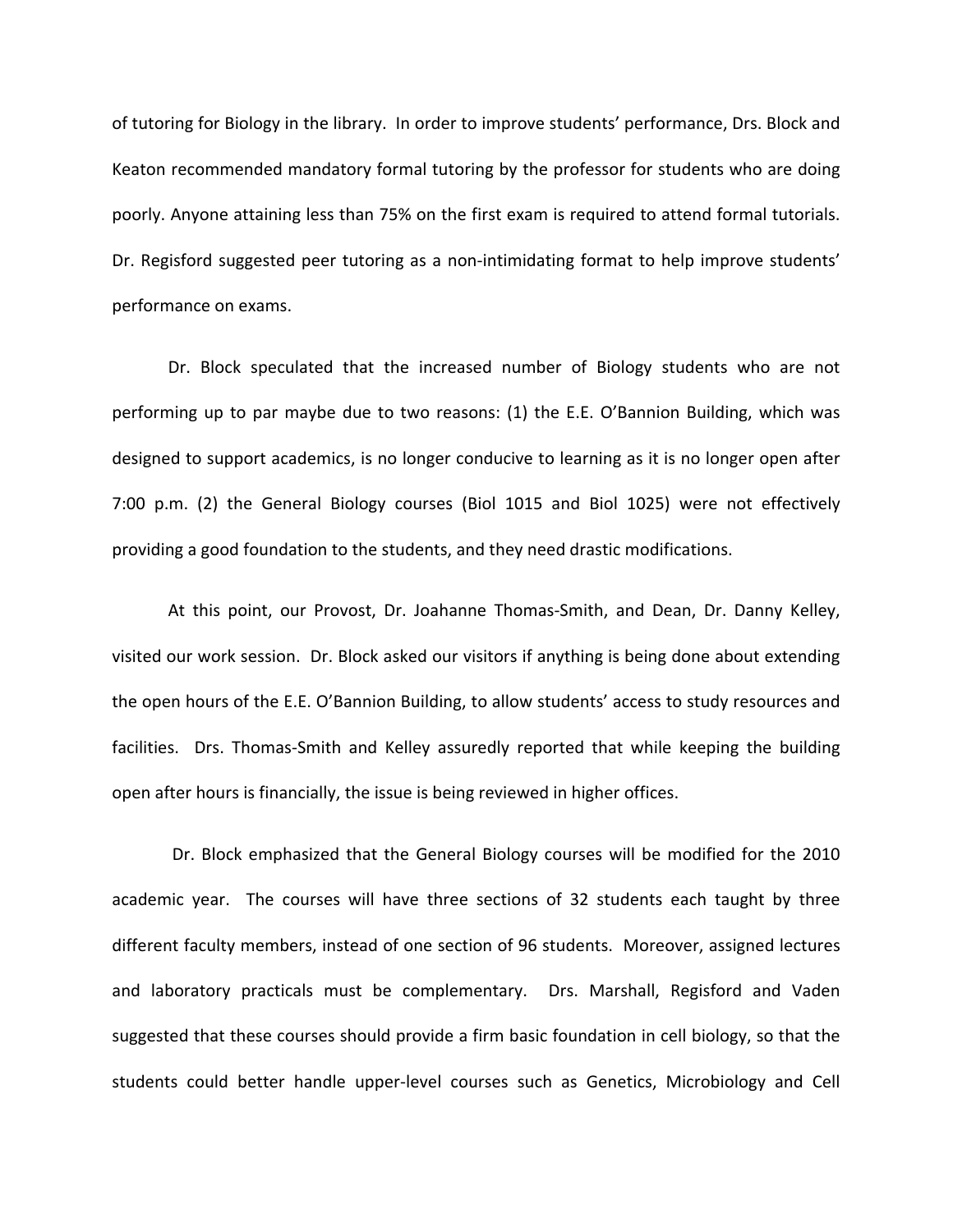of tutoring for Biology in the library. In order to improve students' performance, Drs. Block and Keaton recommended mandatory formal tutoring by the professor for students who are doing poorly. Anyone attaining less than 75% on the first exam is required to attend formal tutorials. Dr. Regisford suggested peer tutoring as a non-intimidating format to help improve students' performance on exams.

Dr. Block speculated that the increased number of Biology students who are not performing up to par maybe due to two reasons: (1) the E.E. O'Bannion Building, which was designed to support academics, is no longer conducive to learning as it is no longer open after 7:00 p.m. (2) the General Biology courses (Biol 1015 and Biol 1025) were not effectively providing a good foundation to the students, and they need drastic modifications.

At this point, our Provost, Dr. Joahanne Thomas-Smith, and Dean, Dr. Danny Kelley, visited our work session. Dr. Block asked our visitors if anything is being done about extending the open hours of the E.E. O'Bannion Building, to allow students' access to study resources and facilities. Drs. Thomas-Smith and Kelley assuredly reported that while keeping the building open after hours is financially, the issue is being reviewed in higher offices.

Dr. Block emphasized that the General Biology courses will be modified for the 2010 academic year. The courses will have three sections of 32 students each taught by three different faculty members, instead of one section of 96 students. Moreover, assigned lectures and laboratory practicals must be complementary. Drs. Marshall, Regisford and Vaden suggested that these courses should provide a firm basic foundation in cell biology, so that the students could better handle upper-level courses such as Genetics, Microbiology and Cell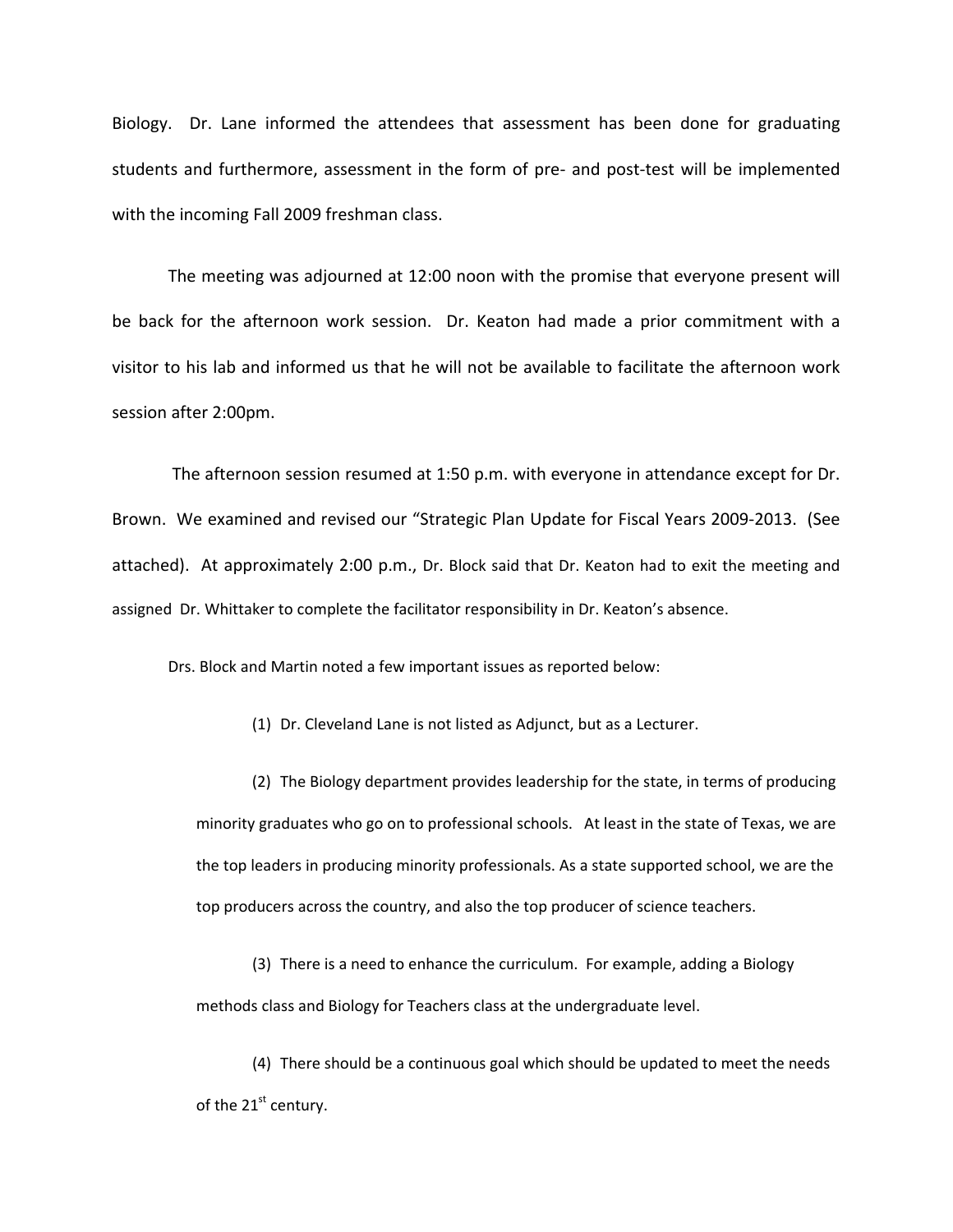Biology. Dr. Lane informed the attendees that assessment has been done for graduating students and furthermore, assessment in the form of pre- and post-test will be implemented with the incoming Fall 2009 freshman class.

The meeting was adjourned at 12:00 noon with the promise that everyone present will be back for the afternoon work session. Dr. Keaton had made a prior commitment with a visitor to his lab and informed us that he will not be available to facilitate the afternoon work session after 2:00pm.

The afternoon session resumed at 1:50 p.m. with everyone in attendance except for Dr. Brown. We examined and revised our "Strategic Plan Update for Fiscal Years 2009-2013. (See attached). At approximately 2:00 p.m., Dr. Block said that Dr. Keaton had to exit the meeting and assigned Dr. Whittaker to complete the facilitator responsibility in Dr. Keaton's absence.

Drs. Block and Martin noted a few important issues as reported below:

(1) Dr. Cleveland Lane is not listed as Adjunct, but as a Lecturer.

(2) The Biology department provides leadership for the state, in terms of producing minority graduates who go on to professional schools. At least in the state of Texas, we are the top leaders in producing minority professionals. As a state supported school, we are the top producers across the country, and also the top producer of science teachers.

(3) There is a need to enhance the curriculum. For example, adding a Biology methods class and Biology for Teachers class at the undergraduate level.

(4) There should be a continuous goal which should be updated to meet the needs of the 21st century.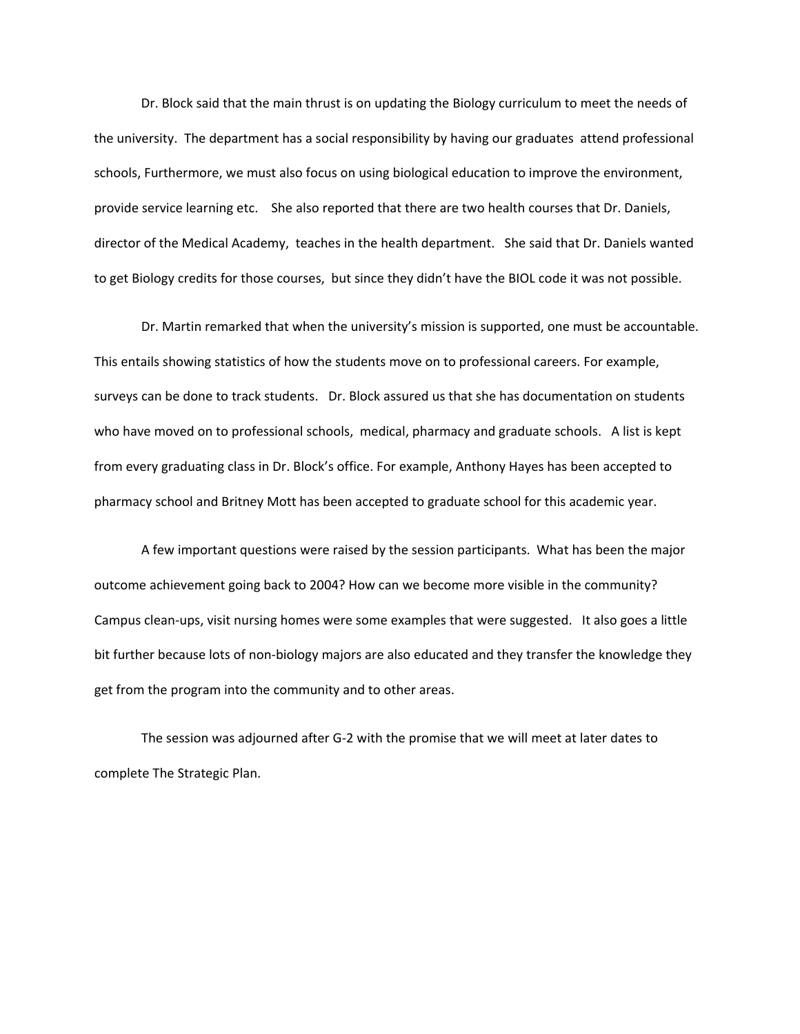Dr. Block said that the main thrust is on updating the Biology curriculum to meet the needs of the university. The department has a social responsibility by having our graduates attend professional schools, Furthermore, we must also focus on using biological education to improve the environment, provide service learning etc. She also reported that there are two health courses that Dr. Daniels, director of the Medical Academy, teaches in the health department. She said that Dr. Daniels wanted to get Biology credits for those courses, but since they didn't have the BIOL code it was not possible.

Dr. Martin remarked that when the university's mission is supported, one must be accountable. This entails showing statistics of how the students move on to professional careers. For example, surveys can be done to track students. Dr. Block assured us that she has documentation on students who have moved on to professional schools, medical, pharmacy and graduate schools. A list is kept from every graduating class in Dr. Block's office. For example, Anthony Hayes has been accepted to pharmacy school and Britney Mott has been accepted to graduate school for this academic year.

A few important questions were raised by the session participants. What has been the major outcome achievement going back to 2004? How can we become more visible in the community? Campus clean-ups, visit nursing homes were some examples that were suggested. It also goes a little bit further because lots of non-biology majors are also educated and they transfer the knowledge they get from the program into the community and to other areas.

The session was adjourned after G-2 with the promise that we will meet at later dates to complete The Strategic Plan.